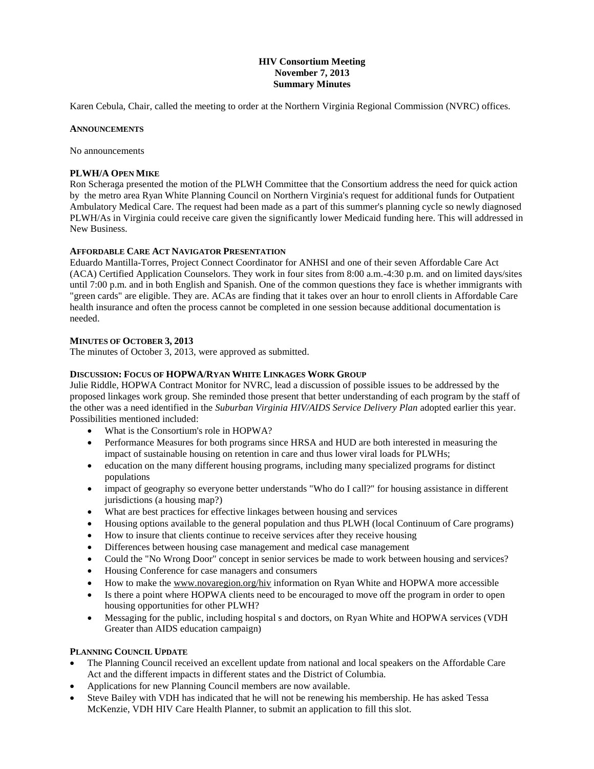**HIV Consortium Meeting**
**November 7, 2013**
**Summary Minutes**

Karen Cebula, Chair, called the meeting to order at the Northern Virginia Regional Commission (NVRC) offices.

**ANNOUNCEMENTS**

No announcements

**PLWH/A OPEN MIKE**

Ron Scheraga presented the motion of the PLWH Committee that the Consortium address the need for quick action by the metro area Ryan White Planning Council on Northern Virginia's request for additional funds for Outpatient Ambulatory Medical Care. The request had been made as a part of this summer's planning cycle so newly diagnosed PLWH/As in Virginia could receive care given the significantly lower Medicaid funding here. This will addressed in New Business.

**AFFORDABLE CARE ACT NAVIGATOR PRESENTATION**

Eduardo Mantilla-Torres, Project Connect Coordinator for ANHSI and one of their seven Affordable Care Act (ACA) Certified Application Counselors. They work in four sites from 8:00 a.m.-4:30 p.m. and on limited days/sites until 7:00 p.m. and in both English and Spanish. One of the common questions they face is whether immigrants with "green cards" are eligible. They are. ACAs are finding that it takes over an hour to enroll clients in Affordable Care health insurance and often the process cannot be completed in one session because additional documentation is needed.

**MINUTES OF OCTOBER 3, 2013**

The minutes of October 3, 2013, were approved as submitted.

**DISCUSSION: FOCUS OF HOPWA/RYAN WHITE LINKAGES WORK GROUP**

Julie Riddle, HOPWA Contract Monitor for NVRC, lead a discussion of possible issues to be addressed by the proposed linkages work group. She reminded those present that better understanding of each program by the staff of the other was a need identified in the *Suburban Virginia HIV/AIDS Service Delivery Plan* adopted earlier this year. Possibilities mentioned included:

- What is the Consortium's role in HOPWA?
- Performance Measures for both programs since HRSA and HUD are both interested in measuring the impact of sustainable housing on retention in care and thus lower viral loads for PLWHs;
- education on the many different housing programs, including many specialized programs for distinct populations
- impact of geography so everyone better understands "Who do I call?" for housing assistance in different jurisdictions (a housing map?)
- What are best practices for effective linkages between housing and services
- Housing options available to the general population and thus PLWH (local Continuum of Care programs)
- How to insure that clients continue to receive services after they receive housing
- Differences between housing case management and medical case management
- Could the "No Wrong Door" concept in senior services be made to work between housing and services?
- Housing Conference for case managers and consumers
- How to make the www.novaregion.org/hiv information on Ryan White and HOPWA more accessible
- Is there a point where HOPWA clients need to be encouraged to move off the program in order to open housing opportunities for other PLWH?
- Messaging for the public, including hospital s and doctors, on Ryan White and HOPWA services (VDH Greater than AIDS education campaign)

**PLANNING COUNCIL UPDATE**

- The Planning Council received an excellent update from national and local speakers on the Affordable Care Act and the different impacts in different states and the District of Columbia.
- Applications for new Planning Council members are now available.
- Steve Bailey with VDH has indicated that he will not be renewing his membership. He has asked Tessa McKenzie, VDH HIV Care Health Planner, to submit an application to fill this slot.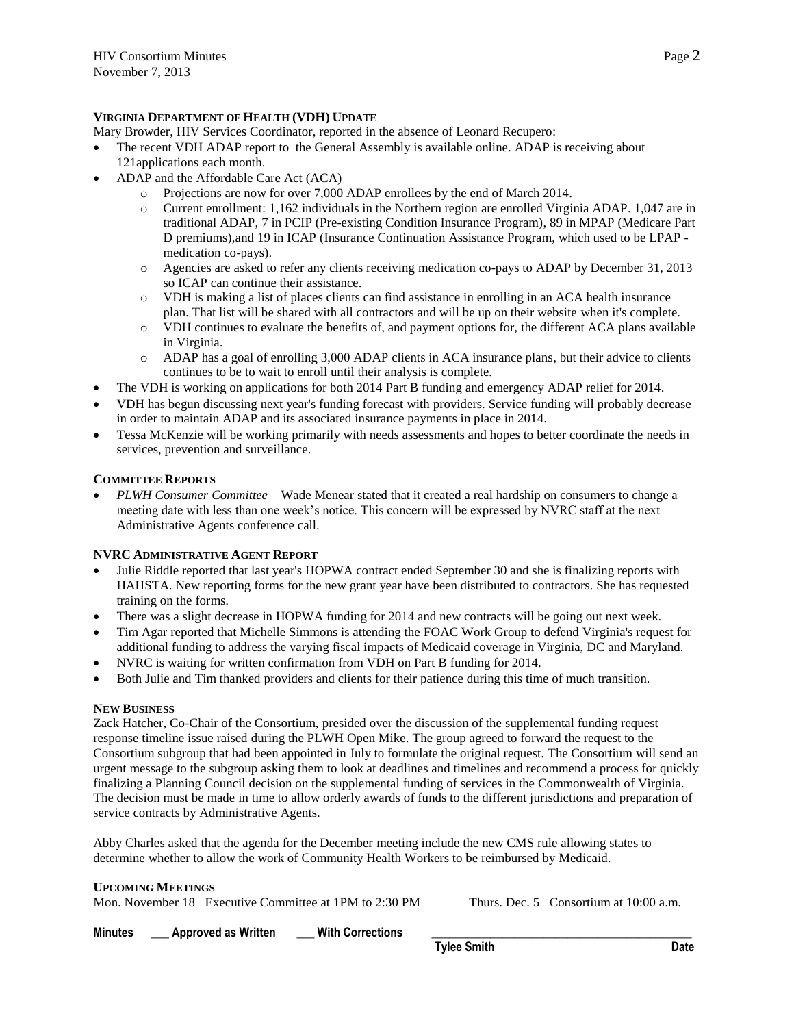### VIRGINIA DEPARTMENT OF HEALTH (VDH) UPDATE

Mary Browder, HIV Services Coordinator, reported in the absence of Leonard Recupero:

- The recent VDH ADAP report to the General Assembly is available online. ADAP is receiving about 121applications each month.
- ADAP and the Affordable Care Act (ACA)
  - Projections are now for over 7,000 ADAP enrollees by the end of March 2014.
  - Current enrollment: 1,162 individuals in the Northern region are enrolled Virginia ADAP. 1,047 are in traditional ADAP, 7 in PCIP (Pre-existing Condition Insurance Program), 89 in MPAP (Medicare Part D premiums),and 19 in ICAP (Insurance Continuation Assistance Program, which used to be LPAP - medication co-pays).
  - Agencies are asked to refer any clients receiving medication co-pays to ADAP by December 31, 2013 so ICAP can continue their assistance.
  - VDH is making a list of places clients can find assistance in enrolling in an ACA health insurance plan. That list will be shared with all contractors and will be up on their website when it's complete.
  - VDH continues to evaluate the benefits of, and payment options for, the different ACA plans available in Virginia.
  - ADAP has a goal of enrolling 3,000 ADAP clients in ACA insurance plans, but their advice to clients continues to be to wait to enroll until their analysis is complete.
- The VDH is working on applications for both 2014 Part B funding and emergency ADAP relief for 2014.
- VDH has begun discussing next year's funding forecast with providers. Service funding will probably decrease in order to maintain ADAP and its associated insurance payments in place in 2014.
- Tessa McKenzie will be working primarily with needs assessments and hopes to better coordinate the needs in services, prevention and surveillance.

### COMMITTEE REPORTS

- *PLWH Consumer Committee* – Wade Menear stated that it created a real hardship on consumers to change a meeting date with less than one week's notice. This concern will be expressed by NVRC staff at the next Administrative Agents conference call.

### NVRC ADMINISTRATIVE AGENT REPORT

- Julie Riddle reported that last year's HOPWA contract ended September 30 and she is finalizing reports with HAHSTA. New reporting forms for the new grant year have been distributed to contractors. She has requested training on the forms.
- There was a slight decrease in HOPWA funding for 2014 and new contracts will be going out next week.
- Tim Agar reported that Michelle Simmons is attending the FOAC Work Group to defend Virginia's request for additional funding to address the varying fiscal impacts of Medicaid coverage in Virginia, DC and Maryland.
- NVRC is waiting for written confirmation from VDH on Part B funding for 2014.
- Both Julie and Tim thanked providers and clients for their patience during this time of much transition.

### NEW BUSINESS

Zack Hatcher, Co-Chair of the Consortium, presided over the discussion of the supplemental funding request response timeline issue raised during the PLWH Open Mike. The group agreed to forward the request to the Consortium subgroup that had been appointed in July to formulate the original request. The Consortium will send an urgent message to the subgroup asking them to look at deadlines and timelines and recommend a process for quickly finalizing a Planning Council decision on the supplemental funding of services in the Commonwealth of Virginia. The decision must be made in time to allow orderly awards of funds to the different jurisdictions and preparation of service contracts by Administrative Agents.

Abby Charles asked that the agenda for the December meeting include the new CMS rule allowing states to determine whether to allow the work of Community Health Workers to be reimbursed by Medicaid.

### UPCOMING MEETINGS

Mon. November 18 Executive Committee at 1PM to 2:30 PM    Thurs. Dec. 5 Consortium at 10:00 a.m.

**Minutes \_\_\_ Approved as Written \_\_\_ With Corrections** \_\_\_\_\_\_\_\_\_\_\_\_\_\_\_\_\_\_\_\_\_\_\_\_\_\_\_\_\_\_\_\_\_\_\_\_\_\_\_\_

**Tylee Smith** **Date**